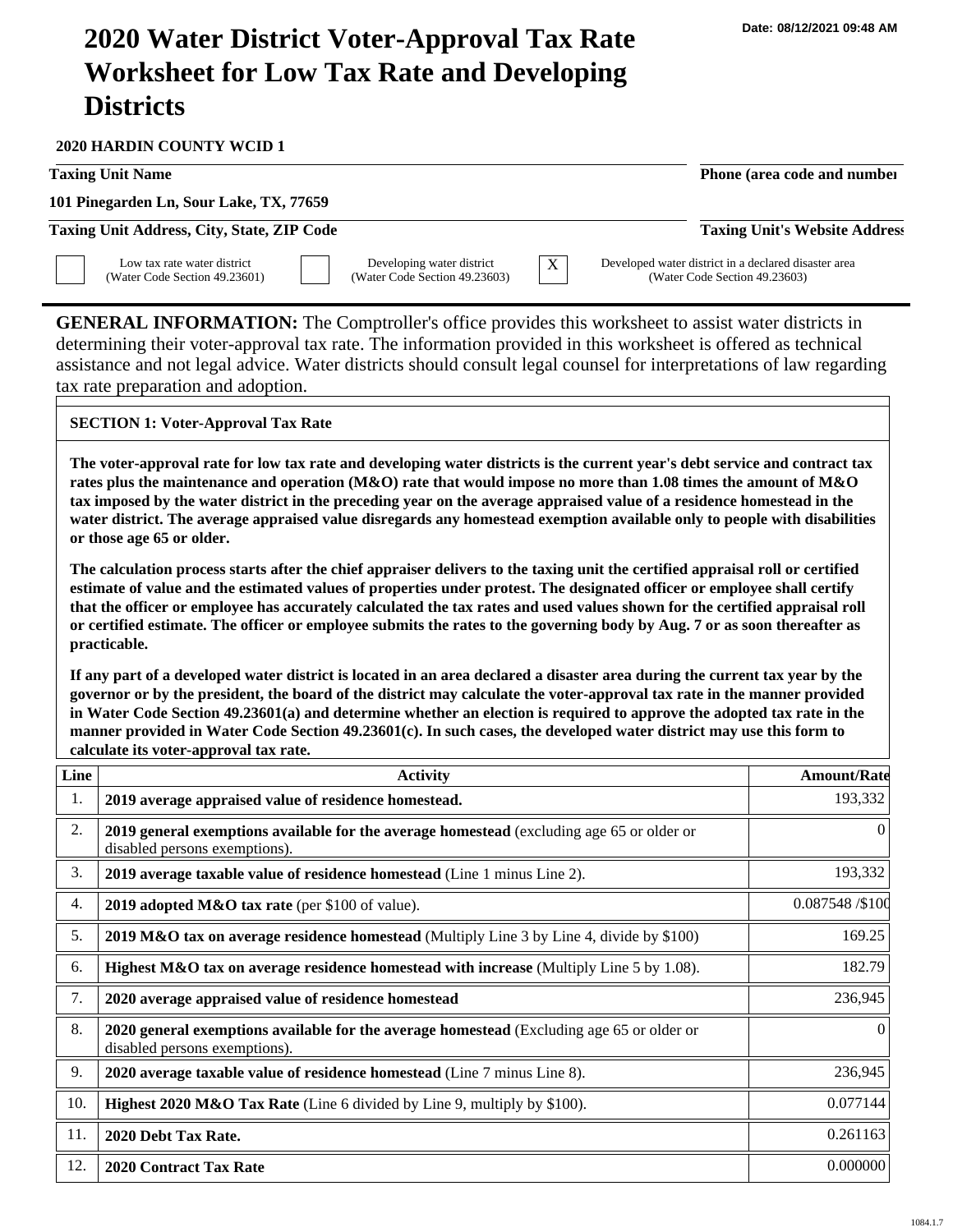Date: 08/12/2021 09:48 AM

# 2020 Water District Voter-Approval Tax Rate Worksheet for Low Tax Rate and Developing Districts

**2020 HARDIN COUNTY WCID 1**

**Taxing Unit Name** | **Phone (area code and number)**

**101 Pinegarden Ln, Sour Lake, TX, 77659**

**Taxing Unit Address, City, State, ZIP Code** | **Taxing Unit's Website Address**

[ ] Low tax rate water district (Water Code Section 49.23601)

[ ] Developing water district (Water Code Section 49.23603)

[X] Developed water district in a declared disaster area (Water Code Section 49.23603)

**GENERAL INFORMATION:** The Comptroller's office provides this worksheet to assist water districts in determining their voter-approval tax rate. The information provided in this worksheet is offered as technical assistance and not legal advice. Water districts should consult legal counsel for interpretations of law regarding tax rate preparation and adoption.

## SECTION 1: Voter-Approval Tax Rate

**The voter-approval rate for low tax rate and developing water districts is the current year's debt service and contract tax rates plus the maintenance and operation (M&O) rate that would impose no more than 1.08 times the amount of M&O tax imposed by the water district in the preceding year on the average appraised value of a residence homestead in the water district. The average appraised value disregards any homestead exemption available only to people with disabilities or those age 65 or older.**

**The calculation process starts after the chief appraiser delivers to the taxing unit the certified appraisal roll or certified estimate of value and the estimated values of properties under protest. The designated officer or employee shall certify that the officer or employee has accurately calculated the tax rates and used values shown for the certified appraisal roll or certified estimate. The officer or employee submits the rates to the governing body by Aug. 7 or as soon thereafter as practicable.**

**If any part of a developed water district is located in an area declared a disaster area during the current tax year by the governor or by the president, the board of the district may calculate the voter-approval tax rate in the manner provided in Water Code Section 49.23601(a) and determine whether an election is required to approve the adopted tax rate in the manner provided in Water Code Section 49.23601(c). In such cases, the developed water district may use this form to calculate its voter-approval tax rate.**

| Line | Activity | Amount/Rate |
|---|---|---|
| 1. | **2019 average appraised value of residence homestead.** | 193,332 |
| 2. | **2019 general exemptions available for the average homestead** (excluding age 65 or older or disabled persons exemptions). | 0 |
| 3. | **2019 average taxable value of residence homestead** (Line 1 minus Line 2). | 193,332 |
| 4. | **2019 adopted M&O tax rate** (per $100 of value). | 0.087548 /$100 |
| 5. | **2019 M&O tax on average residence homestead** (Multiply Line 3 by Line 4, divide by $100) | 169.25 |
| 6. | **Highest M&O tax on average residence homestead with increase** (Multiply Line 5 by 1.08). | 182.79 |
| 7. | **2020 average appraised value of residence homestead** | 236,945 |
| 8. | **2020 general exemptions available for the average homestead** (Excluding age 65 or older or disabled persons exemptions). | 0 |
| 9. | **2020 average taxable value of residence homestead** (Line 7 minus Line 8). | 236,945 |
| 10. | **Highest 2020 M&O Tax Rate** (Line 6 divided by Line 9, multiply by $100). | 0.077144 |
| 11. | **2020 Debt Tax Rate.** | 0.261163 |
| 12. | **2020 Contract Tax Rate** | 0.000000 |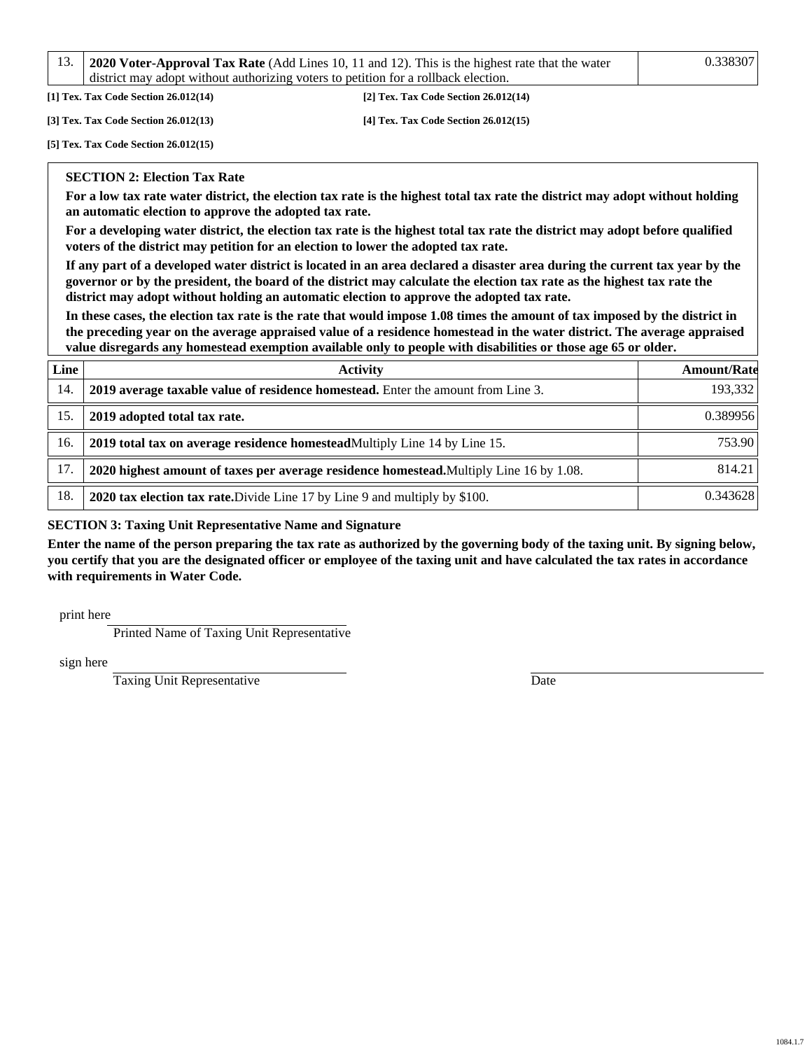| | | |
|---|---|---|
| 13. | **2020 Voter-Approval Tax Rate** (Add Lines 10, 11 and 12). This is the highest rate that the water district may adopt without authorizing voters to petition for a rollback election. | 0.338307 |

**[1] Tex. Tax Code Section 26.012(14)**
**[2] Tex. Tax Code Section 26.012(14)**
**[3] Tex. Tax Code Section 26.012(13)**
**[4] Tex. Tax Code Section 26.012(15)**
**[5] Tex. Tax Code Section 26.012(15)**

**SECTION 2: Election Tax Rate**

**For a low tax rate water district, the election tax rate is the highest total tax rate the district may adopt without holding an automatic election to approve the adopted tax rate.**

**For a developing water district, the election tax rate is the highest total tax rate the district may adopt before qualified voters of the district may petition for an election to lower the adopted tax rate.**

**If any part of a developed water district is located in an area declared a disaster area during the current tax year by the governor or by the president, the board of the district may calculate the election tax rate as the highest tax rate the district may adopt without holding an automatic election to approve the adopted tax rate.**

**In these cases, the election tax rate is the rate that would impose 1.08 times the amount of tax imposed by the district in the preceding year on the average appraised value of a residence homestead in the water district. The average appraised value disregards any homestead exemption available only to people with disabilities or those age 65 or older.**

| Line | Activity | Amount/Rate |
|---|---|---|
| 14. | **2019 average taxable value of residence homestead.** Enter the amount from Line 3. | 193,332 |
| 15. | **2019 adopted total tax rate.** | 0.389956 |
| 16. | **2019 total tax on average residence homestead**Multiply Line 14 by Line 15. | 753.90 |
| 17. | **2020 highest amount of taxes per average residence homestead.**Multiply Line 16 by 1.08. | 814.21 |
| 18. | **2020 tax election tax rate.**Divide Line 17 by Line 9 and multiply by $100. | 0.343628 |

**SECTION 3: Taxing Unit Representative Name and Signature**

**Enter the name of the person preparing the tax rate as authorized by the governing body of the taxing unit. By signing below, you certify that you are the designated officer or employee of the taxing unit and have calculated the tax rates in accordance with requirements in Water Code.**

print here ______________________________
Printed Name of Taxing Unit Representative

sign here ______________________________ ______________________________
Taxing Unit Representative Date

1084.1.7